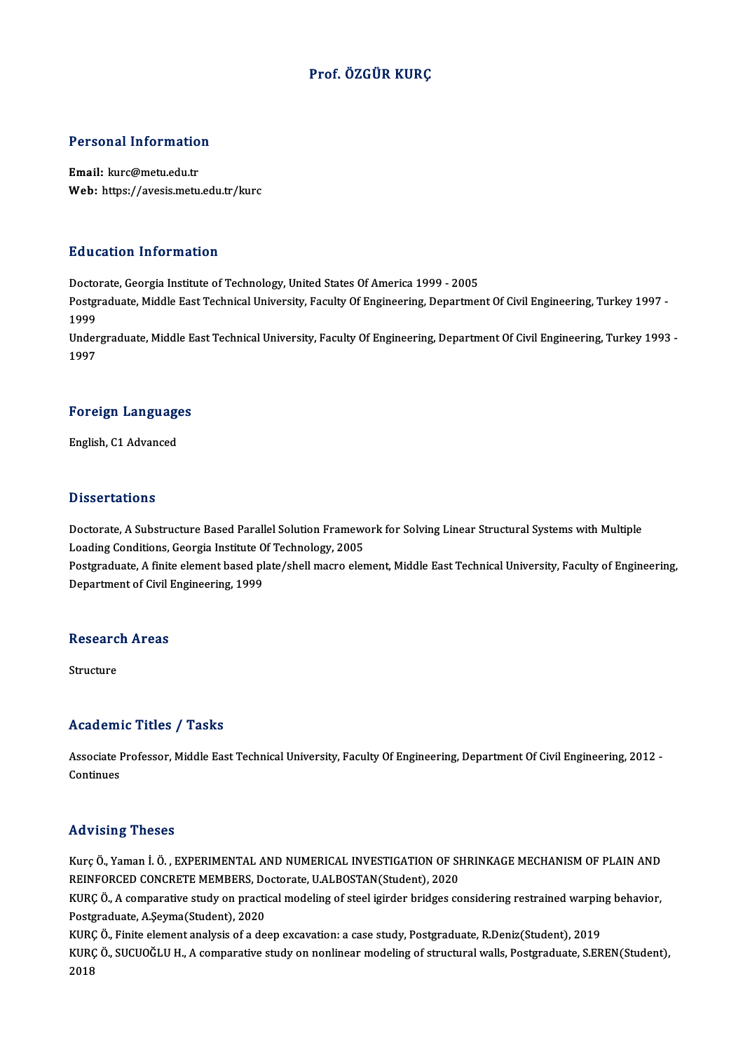# Prof. ÖZGÜR KURÇ

## Personal Information

**Email:** kurc@metu.edu.tr
**Web:** https://avesis.metu.edu.tr/kurc

## Education Information

Doctorate, Georgia Institute of Technology, United States Of America 1999 - 2005
Postgraduate, Middle East Technical University, Faculty Of Engineering, Department Of Civil Engineering, Turkey 1997 - 1999
Undergraduate, Middle East Technical University, Faculty Of Engineering, Department Of Civil Engineering, Turkey 1993 - 1997

## Foreign Languages

English, C1 Advanced

## Dissertations

Doctorate, A Substructure Based Parallel Solution Framework for Solving Linear Structural Systems with Multiple Loading Conditions, Georgia Institute Of Technology, 2005
Postgraduate, A finite element based plate/shell macro element, Middle East Technical University, Faculty of Engineering, Department of Civil Engineering, 1999

## Research Areas

Structure

## Academic Titles / Tasks

Associate Professor, Middle East Technical University, Faculty Of Engineering, Department Of Civil Engineering, 2012 - Continues

## Advising Theses

Kurç Ö., Yaman İ. Ö. , EXPERIMENTAL AND NUMERICAL INVESTIGATION OF SHRINKAGE MECHANISM OF PLAIN AND REINFORCED CONCRETE MEMBERS, Doctorate, U.ALBOSTAN(Student), 2020
KURÇ Ö., A comparative study on practical modeling of steel igirder bridges considering restrained warping behavior, Postgraduate, A.Şeyma(Student), 2020
KURÇ Ö., Finite element analysis of a deep excavation: a case study, Postgraduate, R.Deniz(Student), 2019
KURÇ Ö., SUCUOĞLU H., A comparative study on nonlinear modeling of structural walls, Postgraduate, S.EREN(Student), 2018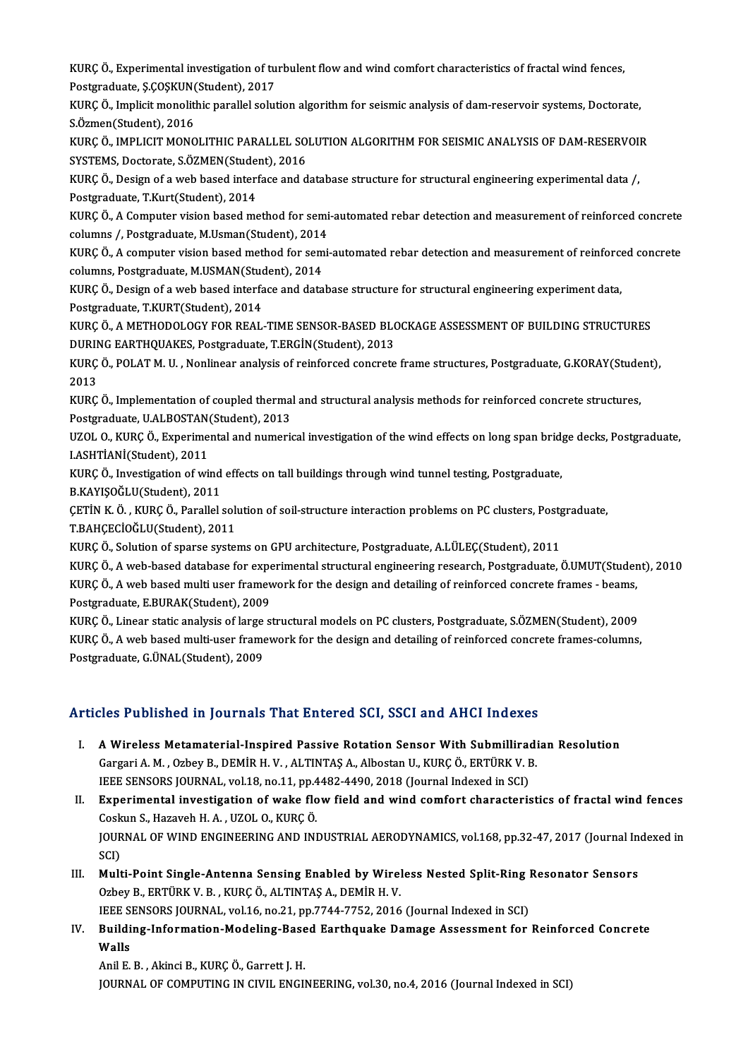KURÇ Ö., Experimental investigation of turbulent flow and wind comfort characteristics of fractal wind fences, Postgraduate, Ş.ÇOŞKUN(Student), 2017

KURÇ Ö., Implicit monolithic parallel solution algorithm for seismic analysis of dam-reservoir systems, Doctorate, S.Özmen(Student), 2016

KURÇ Ö., IMPLICIT MONOLITHIC PARALLEL SOLUTION ALGORITHM FOR SEISMIC ANALYSIS OF DAM-RESERVOIR SYSTEMS, Doctorate, S.ÖZMEN(Student), 2016

KURÇ Ö., Design of a web based interface and database structure for structural engineering experimental data /, Postgraduate, T.Kurt(Student), 2014

KURÇ Ö., A Computer vision based method for semi-automated rebar detection and measurement of reinforced concrete columns /, Postgraduate, M.Usman(Student), 2014

KURÇ Ö., A computer vision based method for semi-automated rebar detection and measurement of reinforced concrete columns, Postgraduate, M.USMAN(Student), 2014

KURÇ Ö., Design of a web based interface and database structure for structural engineering experiment data, Postgraduate, T.KURT(Student), 2014

KURÇ Ö., A METHODOLOGY FOR REAL-TIME SENSOR-BASED BLOCKAGE ASSESSMENT OF BUILDING STRUCTURES DURING EARTHQUAKES, Postgraduate, T.ERGİN(Student), 2013

KURÇ Ö., POLAT M. U. , Nonlinear analysis of reinforced concrete frame structures, Postgraduate, G.KORAY(Student), 2013

KURÇ Ö., Implementation of coupled thermal and structural analysis methods for reinforced concrete structures, Postgraduate, U.ALBOSTAN(Student), 2013

UZOL O., KURÇ Ö., Experimental and numerical investigation of the wind effects on long span bridge decks, Postgraduate, I.ASHTİANİ(Student), 2011

KURÇ Ö., Investigation of wind effects on tall buildings through wind tunnel testing, Postgraduate, B.KAYIŞOĞLU(Student), 2011

ÇETİN K. Ö. , KURÇ Ö., Parallel solution of soil-structure interaction problems on PC clusters, Postgraduate, T.BAHÇECİOĞLU(Student), 2011

KURÇ Ö., Solution of sparse systems on GPU architecture, Postgraduate, A.LÜLEÇ(Student), 2011

KURÇ Ö., A web-based database for experimental structural engineering research, Postgraduate, Ö.UMUT(Student), 2010

KURÇ Ö., A web based multi user framework for the design and detailing of reinforced concrete frames - beams, Postgraduate, E.BURAK(Student), 2009

KURÇ Ö., Linear static analysis of large structural models on PC clusters, Postgraduate, S.ÖZMEN(Student), 2009

KURÇ Ö., A web based multi-user framework for the design and detailing of reinforced concrete frames-columns, Postgraduate, G.ÜNAL(Student), 2009

## Articles Published in Journals That Entered SCI, SSCI and AHCI Indexes

I. **A Wireless Metamaterial-Inspired Passive Rotation Sensor With Submilliradian Resolution**
   Gargari A. M. , Ozbey B., DEMİR H. V. , ALTINTAŞ A., Albostan U., KURÇ Ö., ERTÜRK V. B.
   IEEE SENSORS JOURNAL, vol.18, no.11, pp.4482-4490, 2018 (Journal Indexed in SCI)

II. **Experimental investigation of wake flow field and wind comfort characteristics of fractal wind fences**
   Coskun S., Hazaveh H. A. , UZOL O., KURÇ Ö.
   JOURNAL OF WIND ENGINEERING AND INDUSTRIAL AERODYNAMICS, vol.168, pp.32-47, 2017 (Journal Indexed in SCI)

III. **Multi-Point Single-Antenna Sensing Enabled by Wireless Nested Split-Ring Resonator Sensors**
   Ozbey B., ERTÜRK V. B. , KURÇ Ö., ALTINTAŞ A., DEMİR H. V.
   IEEE SENSORS JOURNAL, vol.16, no.21, pp.7744-7752, 2016 (Journal Indexed in SCI)

IV. **Building-Information-Modeling-Based Earthquake Damage Assessment for Reinforced Concrete Walls**
   Anil E. B. , Akinci B., KURÇ Ö., Garrett J. H.
   JOURNAL OF COMPUTING IN CIVIL ENGINEERING, vol.30, no.4, 2016 (Journal Indexed in SCI)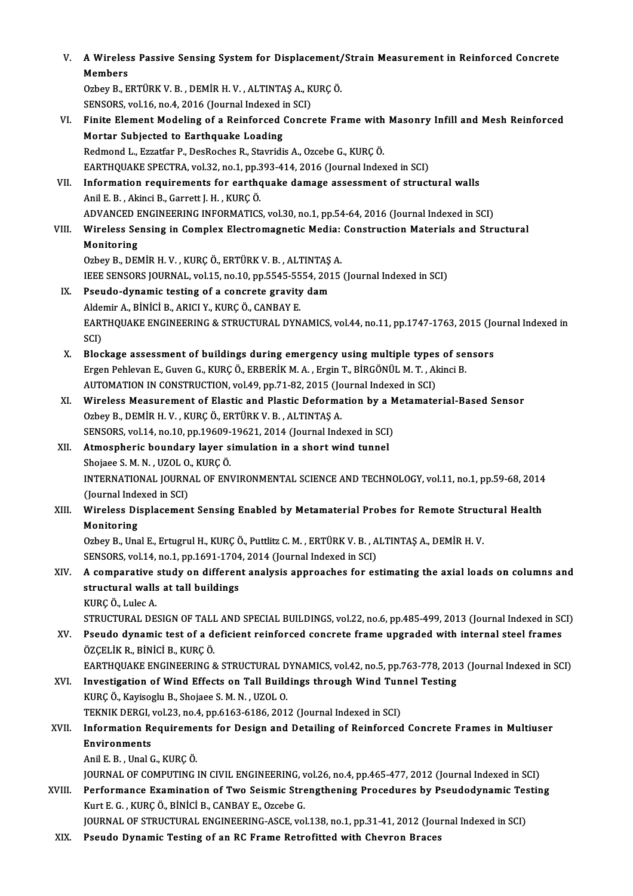V. **A Wireless Passive Sensing System for Displacement/Strain Measurement in Reinforced Concrete Members**
Ozbey B., ERTÜRK V. B. , DEMİR H. V. , ALTINTAŞ A., KURÇ Ö.
SENSORS, vol.16, no.4, 2016 (Journal Indexed in SCI)

VI. **Finite Element Modeling of a Reinforced Concrete Frame with Masonry Infill and Mesh Reinforced Mortar Subjected to Earthquake Loading**
Redmond L., Ezzatfar P., DesRoches R., Stavridis A., Ozcebe G., KURÇ Ö.
EARTHQUAKE SPECTRA, vol.32, no.1, pp.393-414, 2016 (Journal Indexed in SCI)

VII. **Information requirements for earthquake damage assessment of structural walls**
Anil E. B. , Akinci B., Garrett J. H. , KURÇ Ö.
ADVANCED ENGINEERING INFORMATICS, vol.30, no.1, pp.54-64, 2016 (Journal Indexed in SCI)

VIII. **Wireless Sensing in Complex Electromagnetic Media: Construction Materials and Structural Monitoring**
Ozbey B., DEMİR H. V. , KURÇ Ö., ERTÜRK V. B. , ALTINTAŞ A.
IEEE SENSORS JOURNAL, vol.15, no.10, pp.5545-5554, 2015 (Journal Indexed in SCI)

IX. **Pseudo-dynamic testing of a concrete gravity dam**
Aldemir A., BİNİCİ B., ARICI Y., KURÇ Ö., CANBAY E.
EARTHQUAKE ENGINEERING & STRUCTURAL DYNAMICS, vol.44, no.11, pp.1747-1763, 2015 (Journal Indexed in SCI)

X. **Blockage assessment of buildings during emergency using multiple types of sensors**
Ergen Pehlevan E., Guven G., KURÇ Ö., ERBERİK M. A. , Ergin T., BİRGÖNÜL M. T. , Akinci B.
AUTOMATION IN CONSTRUCTION, vol.49, pp.71-82, 2015 (Journal Indexed in SCI)

XI. **Wireless Measurement of Elastic and Plastic Deformation by a Metamaterial-Based Sensor**
Ozbey B., DEMİR H. V. , KURÇ Ö., ERTÜRK V. B. , ALTINTAŞ A.
SENSORS, vol.14, no.10, pp.19609-19621, 2014 (Journal Indexed in SCI)

XII. **Atmospheric boundary layer simulation in a short wind tunnel**
Shojaee S. M. N. , UZOL O., KURÇ Ö.
INTERNATIONAL JOURNAL OF ENVIRONMENTAL SCIENCE AND TECHNOLOGY, vol.11, no.1, pp.59-68, 2014 (Journal Indexed in SCI)

XIII. **Wireless Displacement Sensing Enabled by Metamaterial Probes for Remote Structural Health Monitoring**
Ozbey B., Unal E., Ertugrul H., KURÇ Ö., Puttlitz C. M. , ERTÜRK V. B. , ALTINTAŞ A., DEMİR H. V.
SENSORS, vol.14, no.1, pp.1691-1704, 2014 (Journal Indexed in SCI)

XIV. **A comparative study on different analysis approaches for estimating the axial loads on columns and structural walls at tall buildings**
KURÇ Ö., Lulec A.
STRUCTURAL DESIGN OF TALL AND SPECIAL BUILDINGS, vol.22, no.6, pp.485-499, 2013 (Journal Indexed in SCI)

XV. **Pseudo dynamic test of a deficient reinforced concrete frame upgraded with internal steel frames**
ÖZÇELİK R., BİNİCİ B., KURÇ Ö.
EARTHQUAKE ENGINEERING & STRUCTURAL DYNAMICS, vol.42, no.5, pp.763-778, 2013 (Journal Indexed in SCI)

XVI. **Investigation of Wind Effects on Tall Buildings through Wind Tunnel Testing**
KURÇ Ö., Kayisoglu B., Shojaee S. M. N. , UZOL O.
TEKNIK DERGI, vol.23, no.4, pp.6163-6186, 2012 (Journal Indexed in SCI)

XVII. **Information Requirements for Design and Detailing of Reinforced Concrete Frames in Multiuser Environments**
Anil E. B. , Unal G., KURÇ Ö.
JOURNAL OF COMPUTING IN CIVIL ENGINEERING, vol.26, no.4, pp.465-477, 2012 (Journal Indexed in SCI)

XVIII. **Performance Examination of Two Seismic Strengthening Procedures by Pseudodynamic Testing**
Kurt E. G. , KURÇ Ö., BİNİCİ B., CANBAY E., Ozcebe G.
JOURNAL OF STRUCTURAL ENGINEERING-ASCE, vol.138, no.1, pp.31-41, 2012 (Journal Indexed in SCI)

XIX. **Pseudo Dynamic Testing of an RC Frame Retrofitted with Chevron Braces**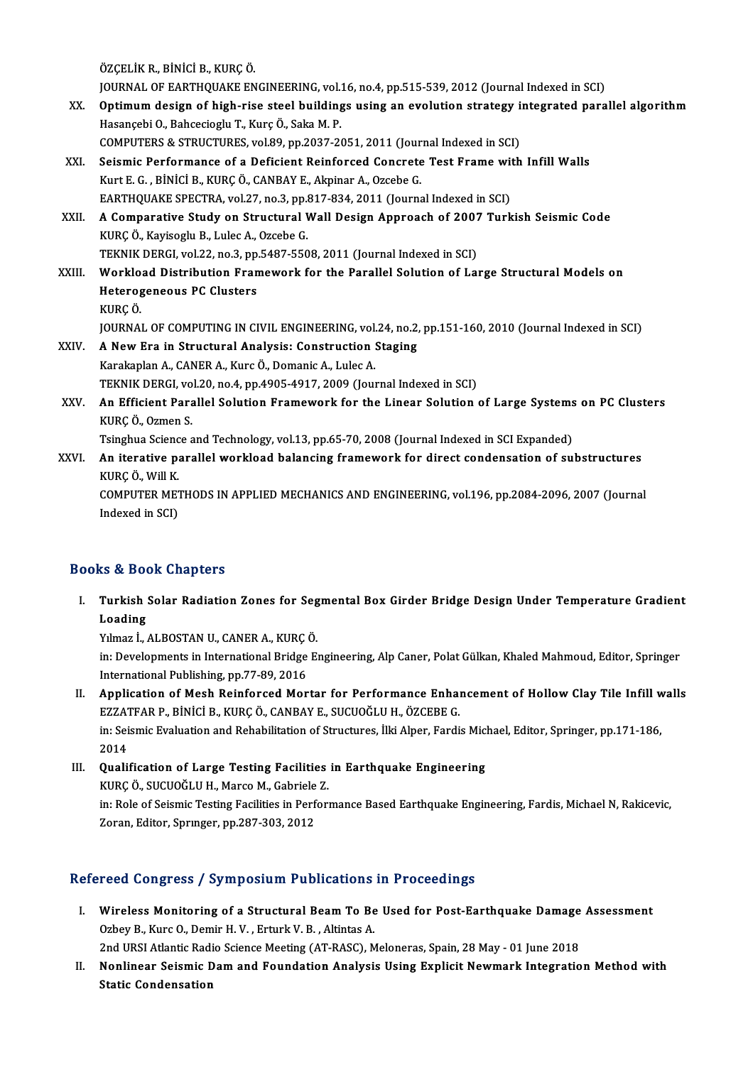ÖZÇELİK R., BİNİCİ B., KURÇ Ö.
JOURNAL OF EARTHQUAKE ENGINEERING, vol.16, no.4, pp.515-539, 2012 (Journal Indexed in SCI)

XX. **Optimum design of high-rise steel buildings using an evolution strategy integrated parallel algorithm**
Hasançebi O., Bahcecioglu T., Kurç Ö., Saka M. P.
COMPUTERS & STRUCTURES, vol.89, pp.2037-2051, 2011 (Journal Indexed in SCI)

XXI. **Seismic Performance of a Deficient Reinforced Concrete Test Frame with Infill Walls**
Kurt E. G. , BİNİCİ B., KURÇ Ö., CANBAY E., Akpinar A., Ozcebe G.
EARTHQUAKE SPECTRA, vol.27, no.3, pp.817-834, 2011 (Journal Indexed in SCI)

XXII. **A Comparative Study on Structural Wall Design Approach of 2007 Turkish Seismic Code**
KURÇ Ö., Kayisoglu B., Lulec A., Ozcebe G.
TEKNIK DERGI, vol.22, no.3, pp.5487-5508, 2011 (Journal Indexed in SCI)

XXIII. **Workload Distribution Framework for the Parallel Solution of Large Structural Models on Heterogeneous PC Clusters**
KURÇ Ö.
JOURNAL OF COMPUTING IN CIVIL ENGINEERING, vol.24, no.2, pp.151-160, 2010 (Journal Indexed in SCI)

XXIV. **A New Era in Structural Analysis: Construction Staging**
Karakaplan A., CANER A., Kurc Ö., Domanic A., Lulec A.
TEKNIK DERGI, vol.20, no.4, pp.4905-4917, 2009 (Journal Indexed in SCI)

XXV. **An Efficient Parallel Solution Framework for the Linear Solution of Large Systems on PC Clusters**
KURÇ Ö., Ozmen S.
Tsinghua Science and Technology, vol.13, pp.65-70, 2008 (Journal Indexed in SCI Expanded)

XXVI. **An iterative parallel workload balancing framework for direct condensation of substructures**
KURÇ Ö., Will K.
COMPUTER METHODS IN APPLIED MECHANICS AND ENGINEERING, vol.196, pp.2084-2096, 2007 (Journal Indexed in SCI)

## Books & Book Chapters

I. **Turkish Solar Radiation Zones for Segmental Box Girder Bridge Design Under Temperature Gradient Loading**
Yılmaz İ., ALBOSTAN U., CANER A., KURÇ Ö.
in: Developments in International Bridge Engineering, Alp Caner, Polat Gülkan, Khaled Mahmoud, Editor, Springer International Publishing, pp.77-89, 2016

II. **Application of Mesh Reinforced Mortar for Performance Enhancement of Hollow Clay Tile Infill walls**
EZZATFAR P., BİNİCİ B., KURÇ Ö., CANBAY E., SUCUOĞLU H., ÖZCEBE G.
in: Seismic Evaluation and Rehabilitation of Structures, İlki Alper, Fardis Michael, Editor, Springer, pp.171-186, 2014

III. **Qualification of Large Testing Facilities in Earthquake Engineering**
KURÇ Ö., SUCUOĞLU H., Marco M., Gabriele Z.
in: Role of Seismic Testing Facilities in Performance Based Earthquake Engineering, Fardis, Michael N, Rakicevic, Zoran, Editor, Sprınger, pp.287-303, 2012

## Refereed Congress / Symposium Publications in Proceedings

I. **Wireless Monitoring of a Structural Beam To Be Used for Post-Earthquake Damage Assessment**
Ozbey B., Kurc O., Demir H. V. , Erturk V. B. , Altintas A.
2nd URSI Atlantic Radio Science Meeting (AT-RASC), Meloneras, Spain, 28 May - 01 June 2018

II. **Nonlinear Seismic Dam and Foundation Analysis Using Explicit Newmark Integration Method with Static Condensation**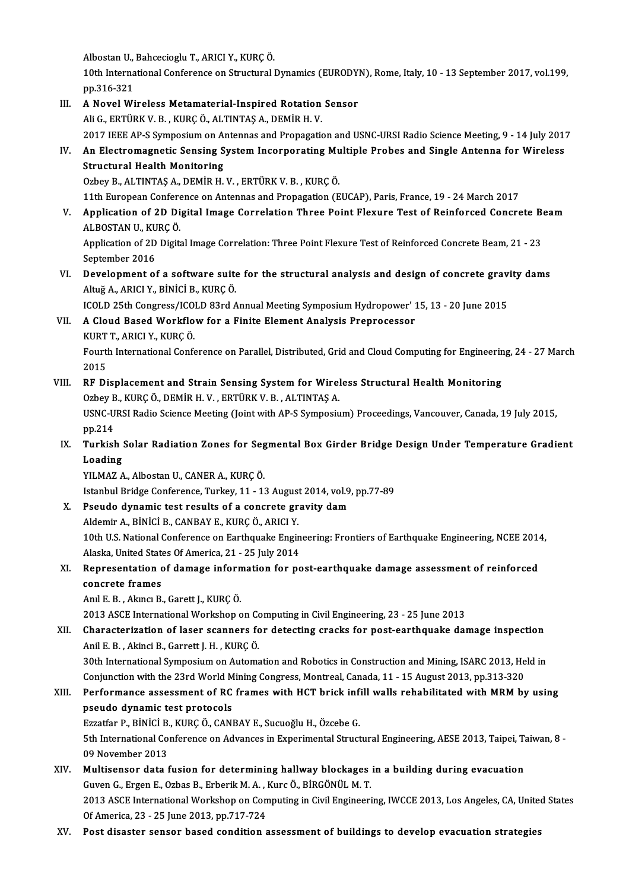Albostan U., Bahcecioglu T., ARICI Y., KURÇ Ö.
10th International Conference on Structural Dynamics (EURODYN), Rome, Italy, 10 - 13 September 2017, vol.199, pp.316-321

III. **A Novel Wireless Metamaterial-Inspired Rotation Sensor**
Ali G., ERTÜRK V. B. , KURÇ Ö., ALTINTAŞ A., DEMİR H. V.
2017 IEEE AP-S Symposium on Antennas and Propagation and USNC-URSI Radio Science Meeting, 9 - 14 July 2017

IV. **An Electromagnetic Sensing System Incorporating Multiple Probes and Single Antenna for Wireless Structural Health Monitoring**
Ozbey B., ALTINTAŞ A., DEMİR H. V. , ERTÜRK V. B. , KURÇ Ö.
11th European Conference on Antennas and Propagation (EUCAP), Paris, France, 19 - 24 March 2017

V. **Application of 2D Digital Image Correlation Three Point Flexure Test of Reinforced Concrete Beam**
ALBOSTAN U., KURÇ Ö.
Application of 2D Digital Image Correlation: Three Point Flexure Test of Reinforced Concrete Beam, 21 - 23 September 2016

VI. **Development of a software suite for the structural analysis and design of concrete gravity dams**
Altuğ A., ARICI Y., BİNİCİ B., KURÇ Ö.
ICOLD 25th Congress/ICOLD 83rd Annual Meeting Symposium Hydropower' 15, 13 - 20 June 2015

VII. **A Cloud Based Workflow for a Finite Element Analysis Preprocessor**
KURT T., ARICI Y., KURÇ Ö.
Fourth International Conference on Parallel, Distributed, Grid and Cloud Computing for Engineering, 24 - 27 March 2015

VIII. **RF Displacement and Strain Sensing System for Wireless Structural Health Monitoring**
Ozbey B., KURÇ Ö., DEMİR H. V. , ERTÜRK V. B. , ALTINTAŞ A.
USNC-URSI Radio Science Meeting (Joint with AP-S Symposium) Proceedings, Vancouver, Canada, 19 July 2015, pp.214

IX. **Turkish Solar Radiation Zones for Segmental Box Girder Bridge Design Under Temperature Gradient Loading**
YILMAZ A., Albostan U., CANER A., KURÇ Ö.
Istanbul Bridge Conference, Turkey, 11 - 13 August 2014, vol.9, pp.77-89

X. **Pseudo dynamic test results of a concrete gravity dam**
Aldemir A., BİNİCİ B., CANBAY E., KURÇ Ö., ARICI Y.
10th U.S. National Conference on Earthquake Engineering: Frontiers of Earthquake Engineering, NCEE 2014, Alaska, United States Of America, 21 - 25 July 2014

XI. **Representation of damage information for post-earthquake damage assessment of reinforced concrete frames**
Anıl E. B. , Akıncı B., Garett J., KURÇ Ö.
2013 ASCE International Workshop on Computing in Civil Engineering, 23 - 25 June 2013

XII. **Characterization of laser scanners for detecting cracks for post-earthquake damage inspection**
Anil E. B. , Akinci B., Garrett J. H. , KURÇ Ö.
30th International Symposium on Automation and Robotics in Construction and Mining, ISARC 2013, Held in Conjunction with the 23rd World Mining Congress, Montreal, Canada, 11 - 15 August 2013, pp.313-320

XIII. **Performance assessment of RC frames with HCT brick infill walls rehabilitated with MRM by using pseudo dynamic test protocols**
Ezzatfar P., BİNİCİ B., KURÇ Ö., CANBAY E., Sucuoğlu H., Özcebe G.
5th International Conference on Advances in Experimental Structural Engineering, AESE 2013, Taipei, Taiwan, 8 - 09 November 2013

XIV. **Multisensor data fusion for determining hallway blockages in a building during evacuation**
Guven G., Ergen E., Ozbas B., Erberik M. A. , Kurc Ö., BİRGÖNÜL M. T.
2013 ASCE International Workshop on Computing in Civil Engineering, IWCCE 2013, Los Angeles, CA, United States Of America, 23 - 25 June 2013, pp.717-724

XV. **Post disaster sensor based condition assessment of buildings to develop evacuation strategies**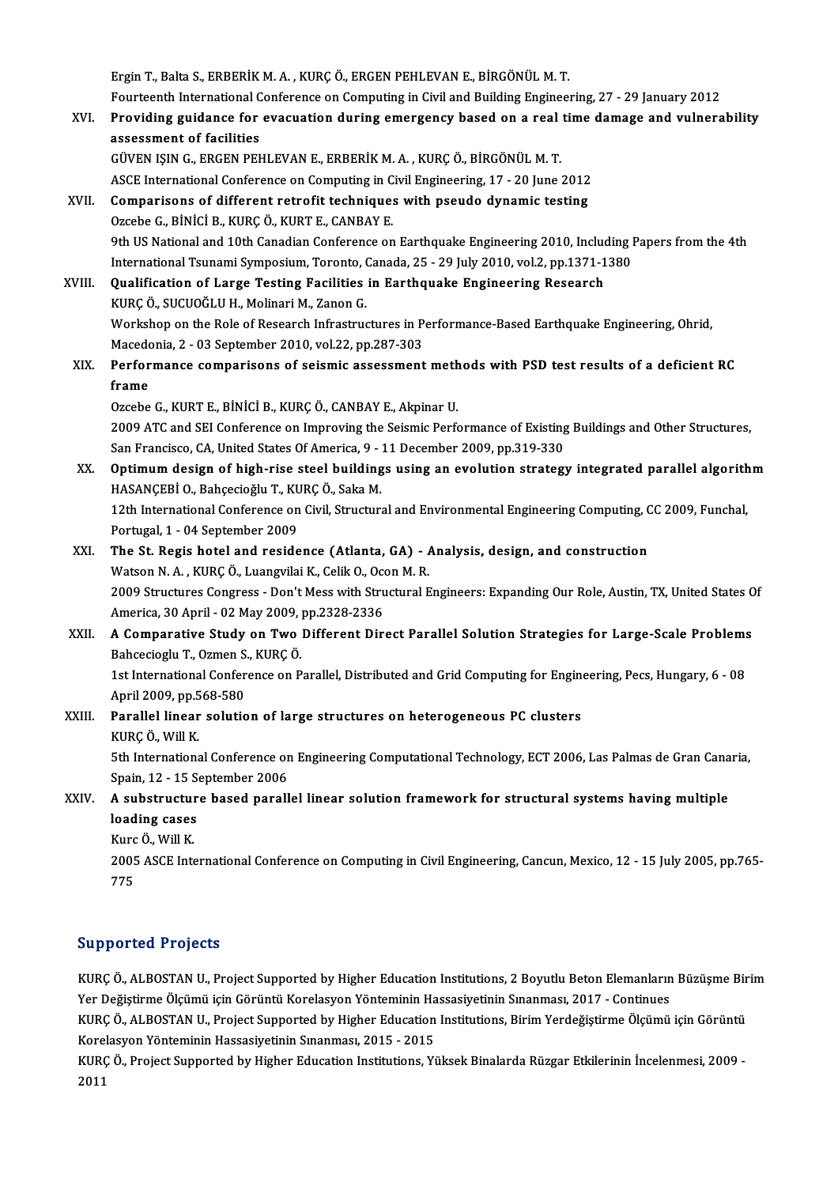Ergin T., Balta S., ERBERİK M. A. , KURÇ Ö., ERGEN PEHLEVAN E., BİRGÖNÜL M. T.
Fourteenth International Conference on Computing in Civil and Building Engineering, 27 - 29 January 2012

XVI. **Providing guidance for evacuation during emergency based on a real time damage and vulnerability assessment of facilities**
GÜVEN IŞIN G., ERGEN PEHLEVAN E., ERBERİK M. A. , KURÇ Ö., BİRGÖNÜL M. T.
ASCE International Conference on Computing in Civil Engineering, 17 - 20 June 2012

XVII. **Comparisons of different retrofit techniques with pseudo dynamic testing**
Ozcebe G., BİNİCİ B., KURÇ Ö., KURT E., CANBAY E.
9th US National and 10th Canadian Conference on Earthquake Engineering 2010, Including Papers from the 4th International Tsunami Symposium, Toronto, Canada, 25 - 29 July 2010, vol.2, pp.1371-1380

XVIII. **Qualification of Large Testing Facilities in Earthquake Engineering Research**
KURÇ Ö., SUCUOĞLU H., Molinari M., Zanon G.
Workshop on the Role of Research Infrastructures in Performance-Based Earthquake Engineering, Ohrid, Macedonia, 2 - 03 September 2010, vol.22, pp.287-303

XIX. **Performance comparisons of seismic assessment methods with PSD test results of a deficient RC frame**
Ozcebe G., KURT E., BİNİCİ B., KURÇ Ö., CANBAY E., Akpinar U.
2009 ATC and SEI Conference on Improving the Seismic Performance of Existing Buildings and Other Structures, San Francisco, CA, United States Of America, 9 - 11 December 2009, pp.319-330

XX. **Optimum design of high-rise steel buildings using an evolution strategy integrated parallel algorithm**
HASANÇEBİ O., Bahçecioğlu T., KURÇ Ö., Saka M.
12th International Conference on Civil, Structural and Environmental Engineering Computing, CC 2009, Funchal, Portugal, 1 - 04 September 2009

XXI. **The St. Regis hotel and residence (Atlanta, GA) - Analysis, design, and construction**
Watson N. A. , KURÇ Ö., Luangvilai K., Celik O., Ocon M. R.
2009 Structures Congress - Don't Mess with Structural Engineers: Expanding Our Role, Austin, TX, United States Of America, 30 April - 02 May 2009, pp.2328-2336

XXII. **A Comparative Study on Two Different Direct Parallel Solution Strategies for Large-Scale Problems**
Bahcecioglu T., Ozmen S., KURÇ Ö.
1st International Conference on Parallel, Distributed and Grid Computing for Engineering, Pecs, Hungary, 6 - 08 April 2009, pp.568-580

XXIII. **Parallel linear solution of large structures on heterogeneous PC clusters**
KURÇ Ö., Will K.
5th International Conference on Engineering Computational Technology, ECT 2006, Las Palmas de Gran Canaria, Spain, 12 - 15 September 2006

XXIV. **A substructure based parallel linear solution framework for structural systems having multiple loading cases**
Kurc Ö., Will K.
2005 ASCE International Conference on Computing in Civil Engineering, Cancun, Mexico, 12 - 15 July 2005, pp.765-775

## Supported Projects

KURÇ Ö., ALBOSTAN U., Project Supported by Higher Education Institutions, 2 Boyutlu Beton Elemanların Büzüşme Birim Yer Değiştirme Ölçümü için Görüntü Korelasyon Yönteminin Hassasiyetinin Sınanması, 2017 - Continues

KURÇ Ö., ALBOSTAN U., Project Supported by Higher Education Institutions, Birim Yerdeğiştirme Ölçümü için Görüntü Korelasyon Yönteminin Hassasiyetinin Sınanması, 2015 - 2015

KURÇ Ö., Project Supported by Higher Education Institutions, Yüksek Binalarda Rüzgar Etkilerinin İncelenmesi, 2009 - 2011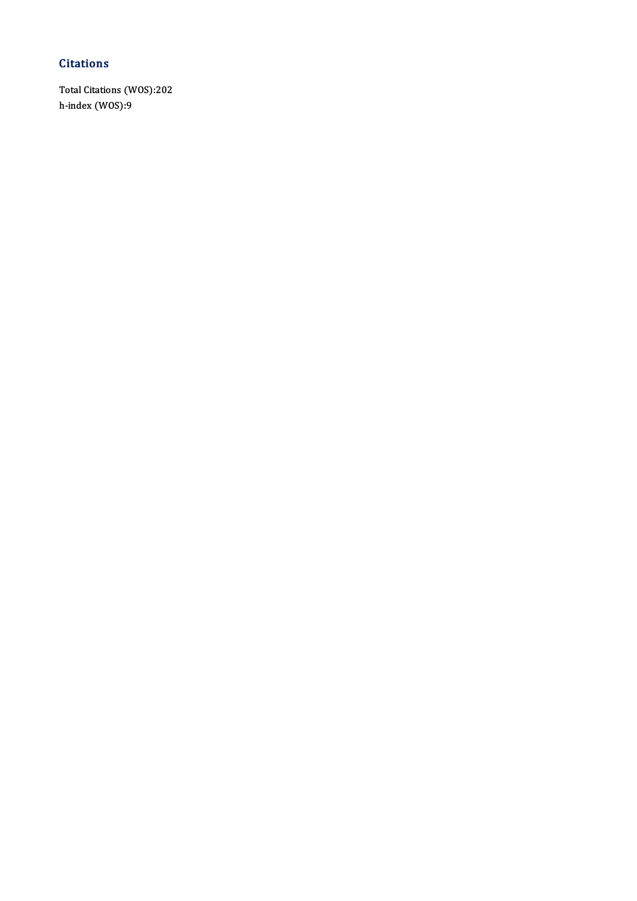## Citations

Total Citations (WOS):202
h-index (WOS):9